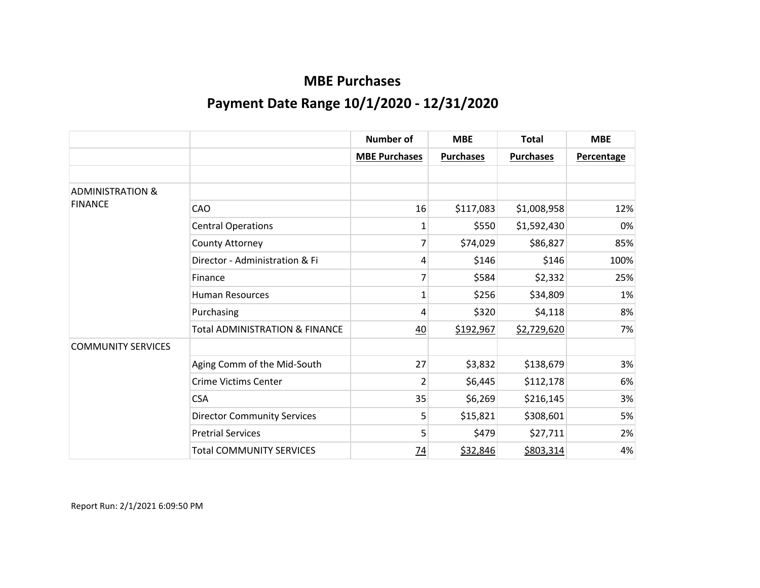# MBE Purchases

## Payment Date Range 10/1/2020 - 12/31/2020

| | | Number of MBE Purchases | MBE Purchases | Total Purchases | MBE Percentage |
|---|---|---|---|---|---|
| | | | | | |
| ADMINISTRATION & FINANCE | | | | | |
| | CAO | 16 | $117,083 | $1,008,958 | 12% |
| | Central Operations | 1 | $550 | $1,592,430 | 0% |
| | County Attorney | 7 | $74,029 | $86,827 | 85% |
| | Director - Administration & Fi | 4 | $146 | $146 | 100% |
| | Finance | 7 | $584 | $2,332 | 25% |
| | Human Resources | 1 | $256 | $34,809 | 1% |
| | Purchasing | 4 | $320 | $4,118 | 8% |
| | Total ADMINISTRATION & FINANCE | 40 | $192,967 | $2,729,620 | 7% |
| COMMUNITY SERVICES | | | | | |
| | Aging Comm of the Mid-South | 27 | $3,832 | $138,679 | 3% |
| | Crime Victims Center | 2 | $6,445 | $112,178 | 6% |
| | CSA | 35 | $6,269 | $216,145 | 3% |
| | Director Community Services | 5 | $15,821 | $308,601 | 5% |
| | Pretrial Services | 5 | $479 | $27,711 | 2% |
| | Total COMMUNITY SERVICES | 74 | $32,846 | $803,314 | 4% |

Report Run: 2/1/2021 6:09:50 PM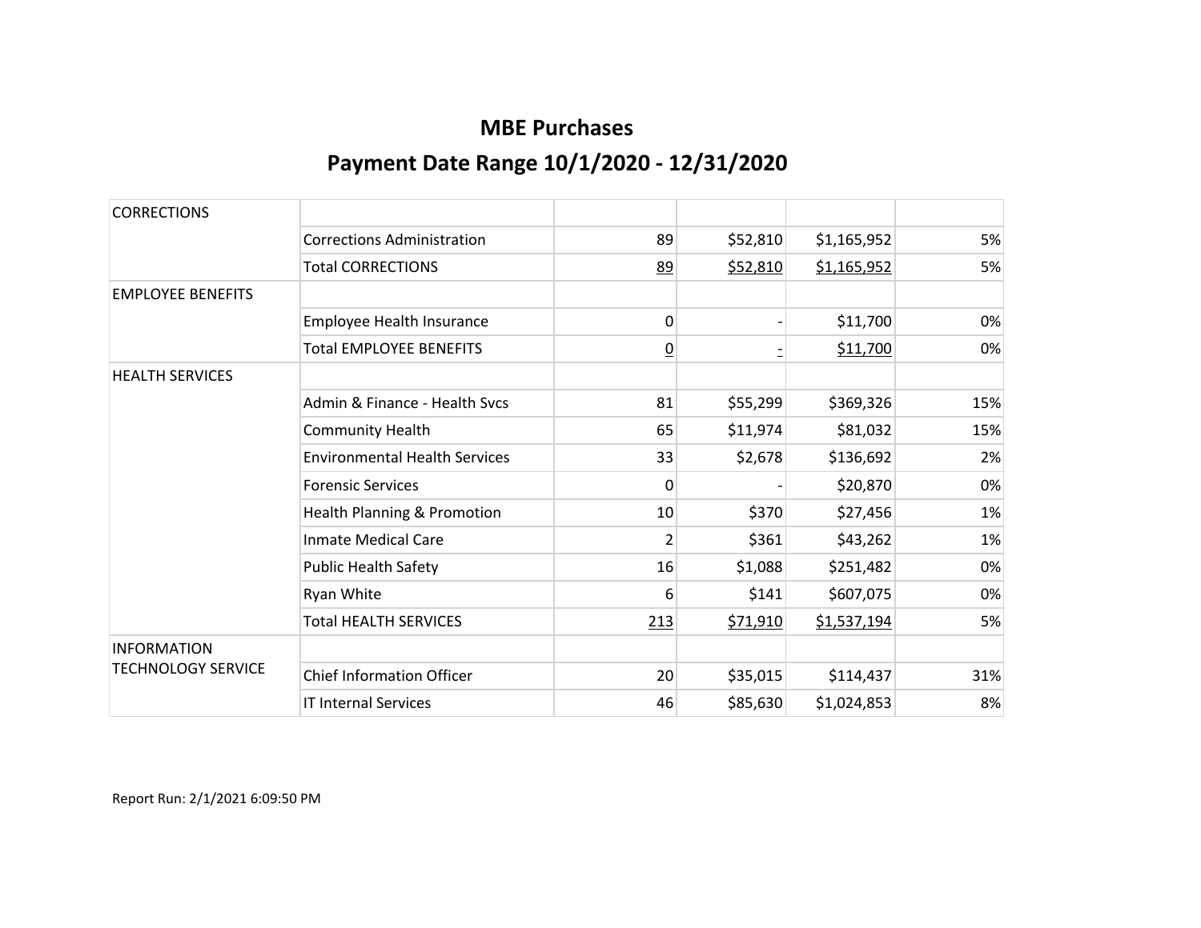# MBE Purchases

## Payment Date Range 10/1/2020 - 12/31/2020

| | | | | | |
|---|---|---|---|---|---|
| CORRECTIONS | | | | | |
| | Corrections Administration | 89 | $52,810 | $1,165,952 | 5% |
| | Total CORRECTIONS | 89 | $52,810 | $1,165,952 | 5% |
| EMPLOYEE BENEFITS | | | | | |
| | Employee Health Insurance | 0 | - | $11,700 | 0% |
| | Total EMPLOYEE BENEFITS | 0 | - | $11,700 | 0% |
| HEALTH SERVICES | | | | | |
| | Admin & Finance - Health Svcs | 81 | $55,299 | $369,326 | 15% |
| | Community Health | 65 | $11,974 | $81,032 | 15% |
| | Environmental Health Services | 33 | $2,678 | $136,692 | 2% |
| | Forensic Services | 0 | - | $20,870 | 0% |
| | Health Planning & Promotion | 10 | $370 | $27,456 | 1% |
| | Inmate Medical Care | 2 | $361 | $43,262 | 1% |
| | Public Health Safety | 16 | $1,088 | $251,482 | 0% |
| | Ryan White | 6 | $141 | $607,075 | 0% |
| | Total HEALTH SERVICES | 213 | $71,910 | $1,537,194 | 5% |
| INFORMATION TECHNOLOGY SERVICE | | | | | |
| | Chief Information Officer | 20 | $35,015 | $114,437 | 31% |
| | IT Internal Services | 46 | $85,630 | $1,024,853 | 8% |

Report Run: 2/1/2021 6:09:50 PM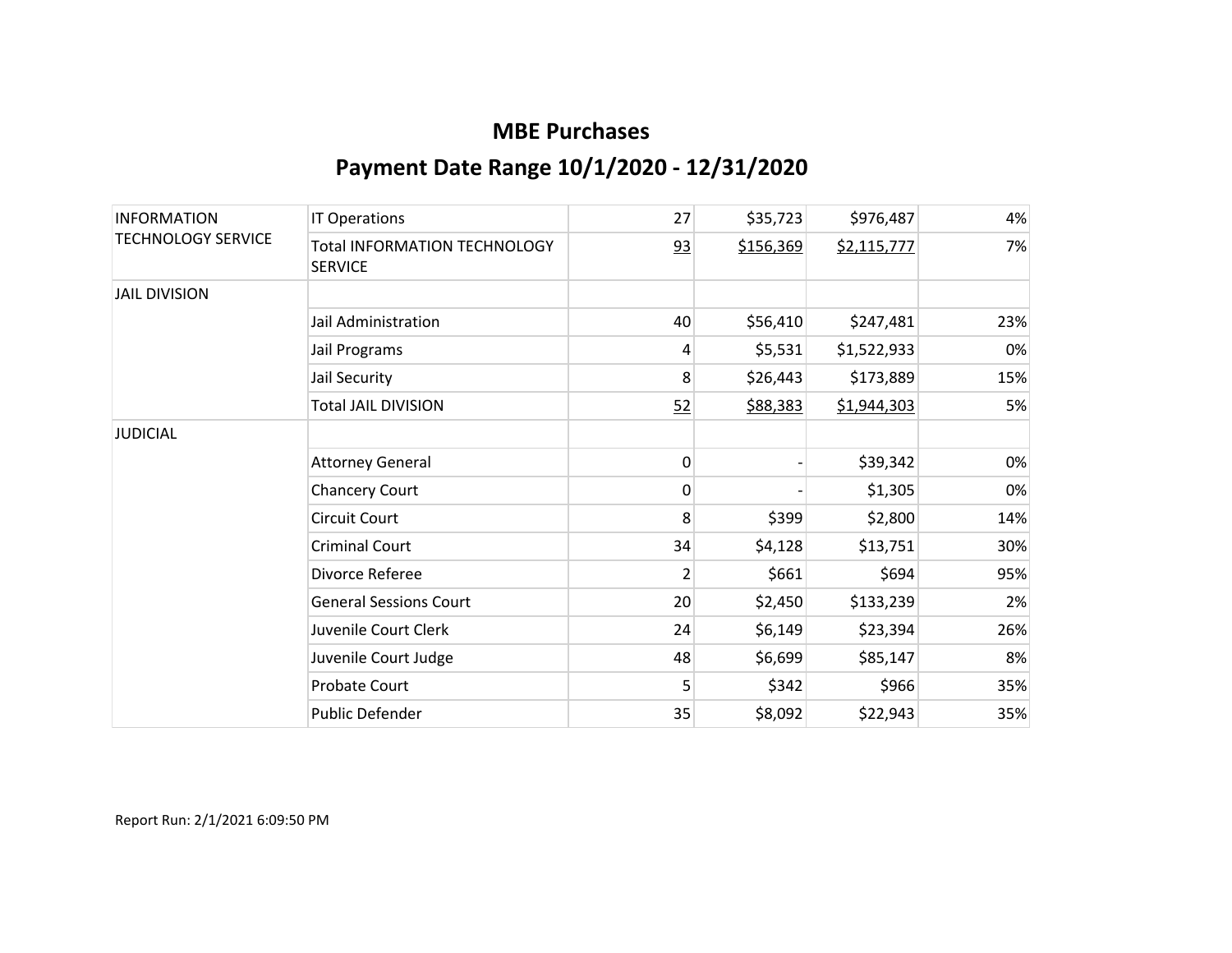## MBE Purchases

## Payment Date Range 10/1/2020 - 12/31/2020

| | | | | | |
|---|---|---|---|---|---|
| INFORMATION TECHNOLOGY SERVICE | IT Operations | 27 | $35,723 | $976,487 | 4% |
| | Total INFORMATION TECHNOLOGY SERVICE | 93 | $156,369 | $2,115,777 | 7% |
| JAIL DIVISION | | | | | |
| | Jail Administration | 40 | $56,410 | $247,481 | 23% |
| | Jail Programs | 4 | $5,531 | $1,522,933 | 0% |
| | Jail Security | 8 | $26,443 | $173,889 | 15% |
| | Total JAIL DIVISION | 52 | $88,383 | $1,944,303 | 5% |
| JUDICIAL | | | | | |
| | Attorney General | 0 | - | $39,342 | 0% |
| | Chancery Court | 0 | - | $1,305 | 0% |
| | Circuit Court | 8 | $399 | $2,800 | 14% |
| | Criminal Court | 34 | $4,128 | $13,751 | 30% |
| | Divorce Referee | 2 | $661 | $694 | 95% |
| | General Sessions Court | 20 | $2,450 | $133,239 | 2% |
| | Juvenile Court Clerk | 24 | $6,149 | $23,394 | 26% |
| | Juvenile Court Judge | 48 | $6,699 | $85,147 | 8% |
| | Probate Court | 5 | $342 | $966 | 35% |
| | Public Defender | 35 | $8,092 | $22,943 | 35% |

Report Run: 2/1/2021 6:09:50 PM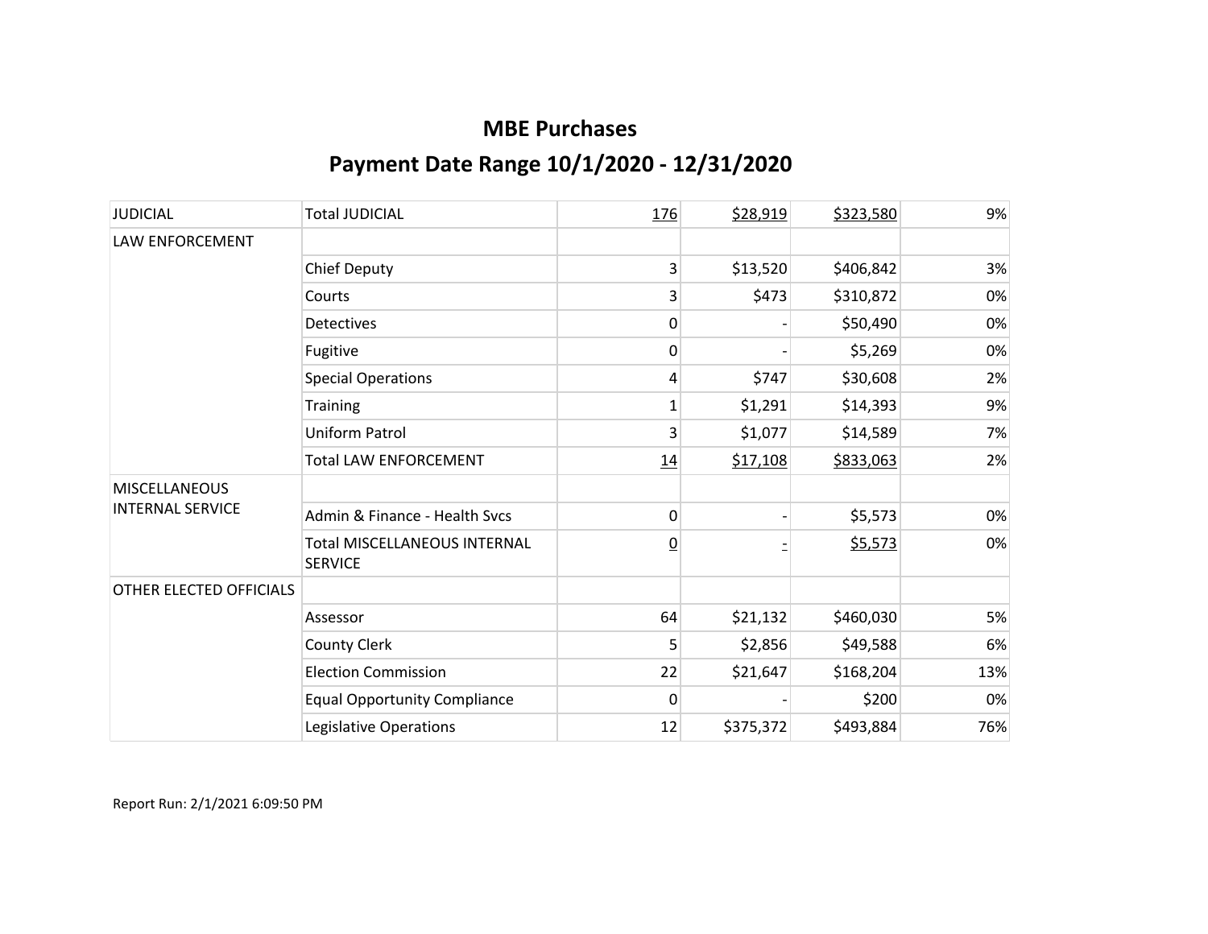# MBE Purchases

## Payment Date Range 10/1/2020 - 12/31/2020

| | | | | | |
|---|---|---|---|---|---|
| JUDICIAL | Total JUDICIAL | 176 | $28,919 | $323,580 | 9% |
| LAW ENFORCEMENT | | | | | |
| | Chief Deputy | 3 | $13,520 | $406,842 | 3% |
| | Courts | 3 | $473 | $310,872 | 0% |
| | Detectives | 0 | - | $50,490 | 0% |
| | Fugitive | 0 | - | $5,269 | 0% |
| | Special Operations | 4 | $747 | $30,608 | 2% |
| | Training | 1 | $1,291 | $14,393 | 9% |
| | Uniform Patrol | 3 | $1,077 | $14,589 | 7% |
| | Total LAW ENFORCEMENT | 14 | $17,108 | $833,063 | 2% |
| MISCELLANEOUS INTERNAL SERVICE | | | | | |
| | Admin & Finance - Health Svcs | 0 | - | $5,573 | 0% |
| | Total MISCELLANEOUS INTERNAL SERVICE | 0 | - | $5,573 | 0% |
| OTHER ELECTED OFFICIALS | | | | | |
| | Assessor | 64 | $21,132 | $460,030 | 5% |
| | County Clerk | 5 | $2,856 | $49,588 | 6% |
| | Election Commission | 22 | $21,647 | $168,204 | 13% |
| | Equal Opportunity Compliance | 0 | - | $200 | 0% |
| | Legislative Operations | 12 | $375,372 | $493,884 | 76% |

Report Run: 2/1/2021 6:09:50 PM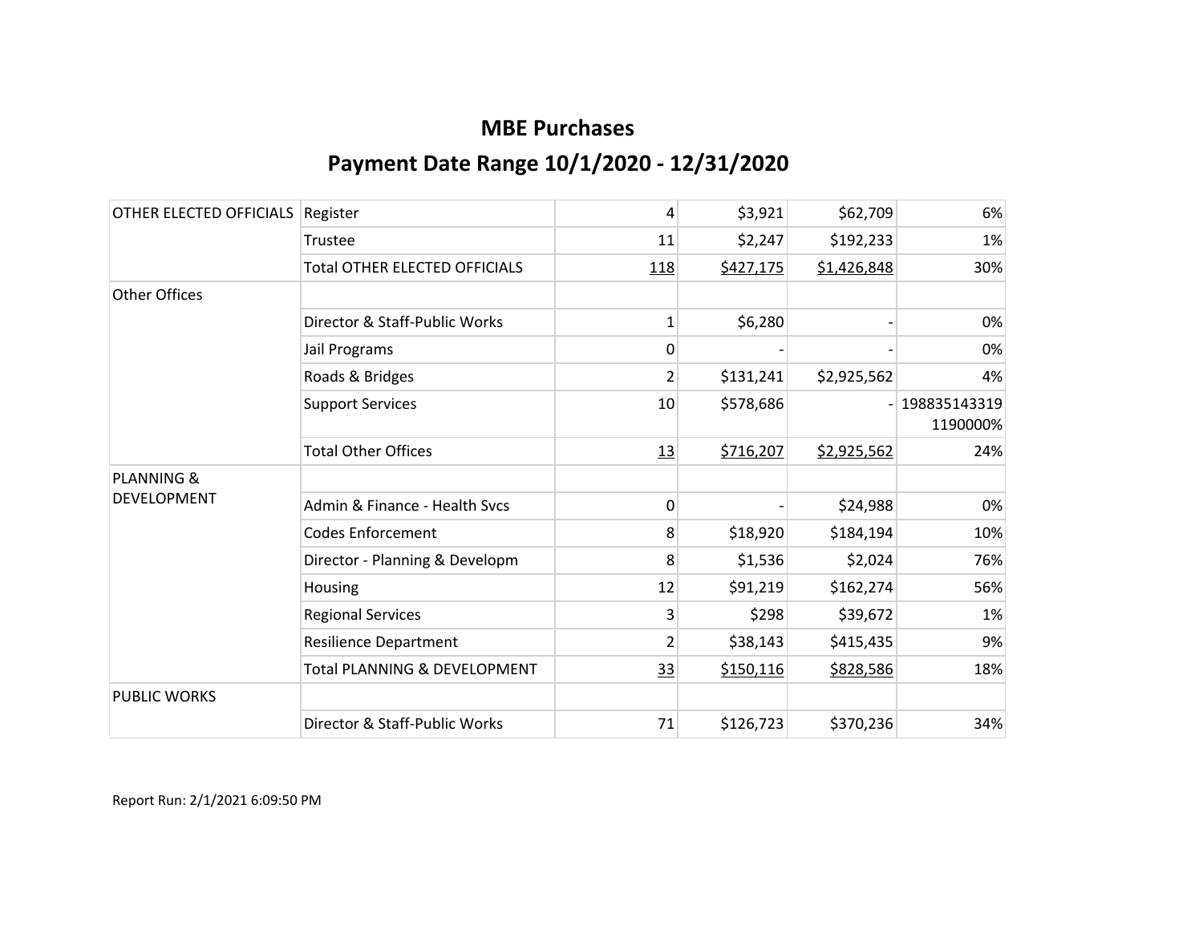# MBE Purchases

## Payment Date Range 10/1/2020 - 12/31/2020

| | | | | | |
|---|---|---|---|---|---|
| OTHER ELECTED OFFICIALS | Register | 4 | $3,921 | $62,709 | 6% |
| | Trustee | 11 | $2,247 | $192,233 | 1% |
| | Total OTHER ELECTED OFFICIALS | 118 | $427,175 | $1,426,848 | 30% |
| Other Offices | | | | | |
| | Director & Staff-Public Works | 1 | $6,280 | - | 0% |
| | Jail Programs | 0 | - | - | 0% |
| | Roads & Bridges | 2 | $131,241 | $2,925,562 | 4% |
| | Support Services | 10 | $578,686 | - | 1988351433191190000% |
| | Total Other Offices | 13 | $716,207 | $2,925,562 | 24% |
| PLANNING & DEVELOPMENT | | | | | |
| | Admin & Finance - Health Svcs | 0 | - | $24,988 | 0% |
| | Codes Enforcement | 8 | $18,920 | $184,194 | 10% |
| | Director - Planning & Developm | 8 | $1,536 | $2,024 | 76% |
| | Housing | 12 | $91,219 | $162,274 | 56% |
| | Regional Services | 3 | $298 | $39,672 | 1% |
| | Resilience Department | 2 | $38,143 | $415,435 | 9% |
| | Total PLANNING & DEVELOPMENT | 33 | $150,116 | $828,586 | 18% |
| PUBLIC WORKS | | | | | |
| | Director & Staff-Public Works | 71 | $126,723 | $370,236 | 34% |

Report Run: 2/1/2021 6:09:50 PM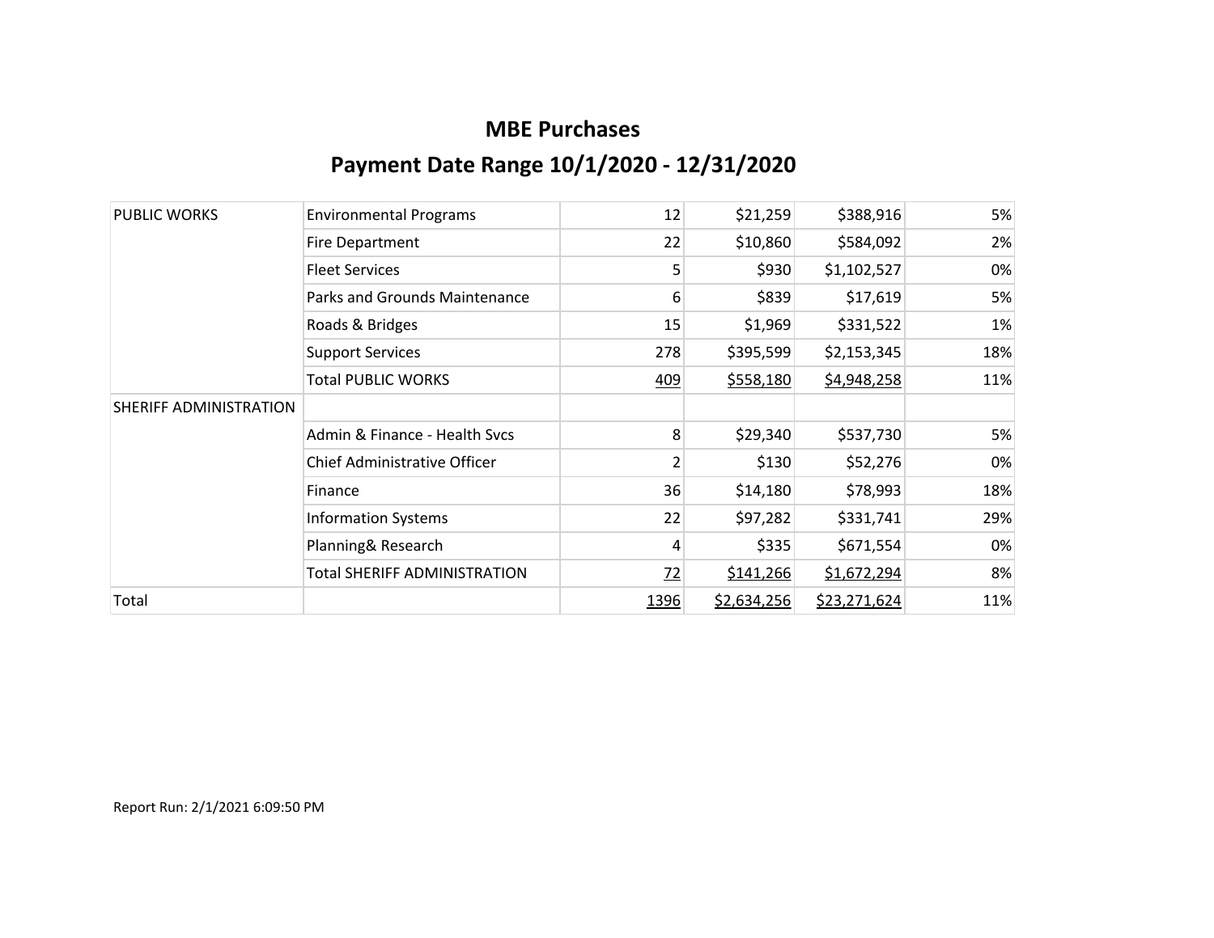# MBE Purchases

## Payment Date Range 10/1/2020 - 12/31/2020

| | | | | | |
|---|---|---|---|---|---|
| PUBLIC WORKS | Environmental Programs | 12 | $21,259 | $388,916 | 5% |
| | Fire Department | 22 | $10,860 | $584,092 | 2% |
| | Fleet Services | 5 | $930 | $1,102,527 | 0% |
| | Parks and Grounds Maintenance | 6 | $839 | $17,619 | 5% |
| | Roads & Bridges | 15 | $1,969 | $331,522 | 1% |
| | Support Services | 278 | $395,599 | $2,153,345 | 18% |
| | Total PUBLIC WORKS | 409 | $558,180 | $4,948,258 | 11% |
| SHERIFF ADMINISTRATION | | | | | |
| | Admin & Finance - Health Svcs | 8 | $29,340 | $537,730 | 5% |
| | Chief Administrative Officer | 2 | $130 | $52,276 | 0% |
| | Finance | 36 | $14,180 | $78,993 | 18% |
| | Information Systems | 22 | $97,282 | $331,741 | 29% |
| | Planning& Research | 4 | $335 | $671,554 | 0% |
| | Total SHERIFF ADMINISTRATION | 72 | $141,266 | $1,672,294 | 8% |
| Total | | 1396 | $2,634,256 | $23,271,624 | 11% |

Report Run: 2/1/2021 6:09:50 PM